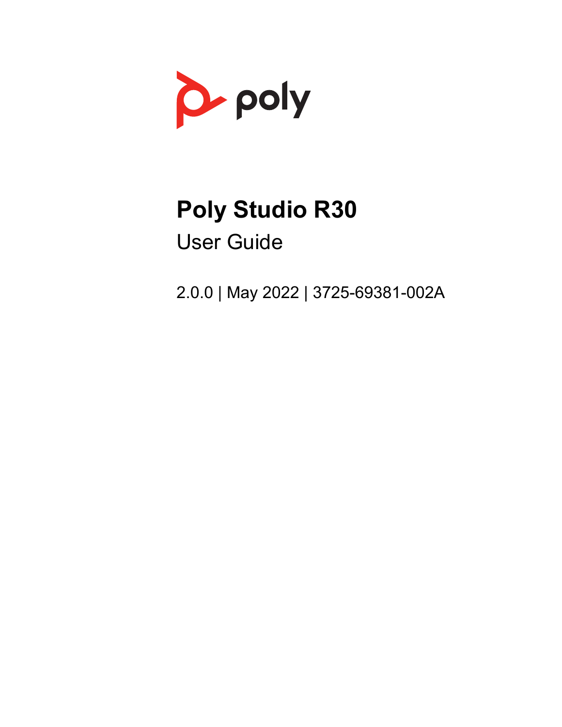poly

# Poly Studio R30

User Guide

2.0.0 | May 2022 | 3725-69381-002A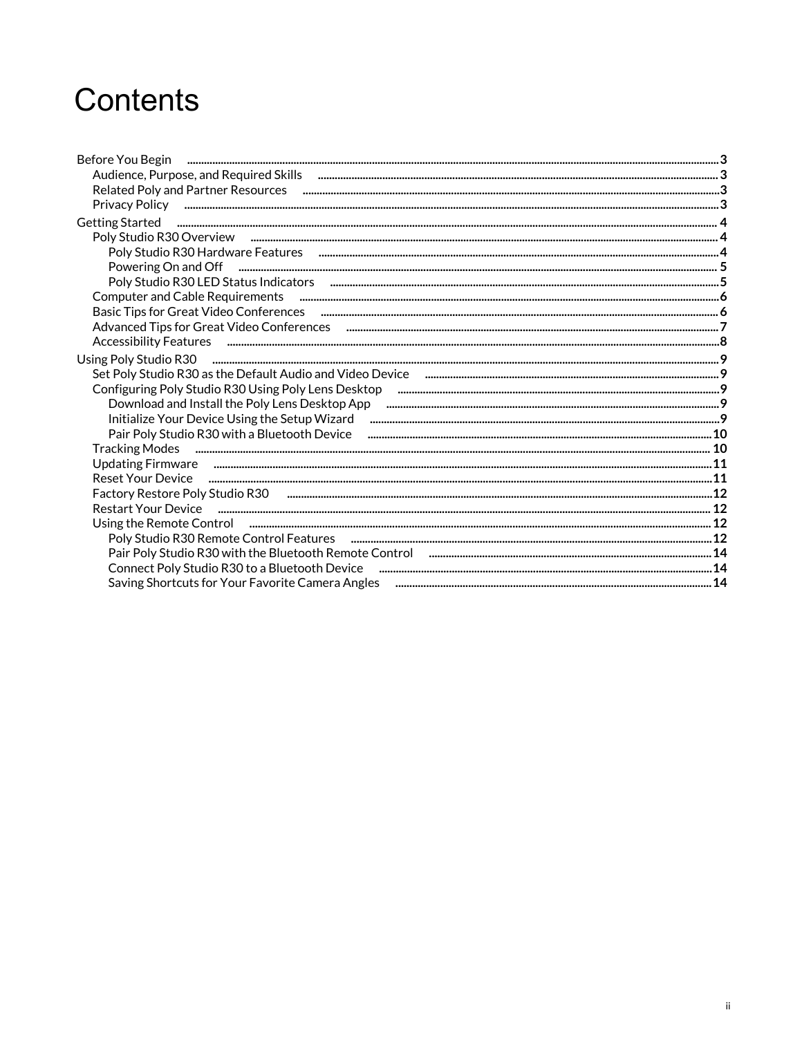# Contents

- Before You Begin ... 3
  - Audience, Purpose, and Required Skills ... 3
  - Related Poly and Partner Resources ... 3
  - Privacy Policy ... 3
- Getting Started ... 4
  - Poly Studio R30 Overview ... 4
    - Poly Studio R30 Hardware Features ... 4
    - Powering On and Off ... 5
    - Poly Studio R30 LED Status Indicators ... 5
  - Computer and Cable Requirements ... 6
  - Basic Tips for Great Video Conferences ... 6
  - Advanced Tips for Great Video Conferences ... 7
  - Accessibility Features ... 8
- Using Poly Studio R30 ... 9
  - Set Poly Studio R30 as the Default Audio and Video Device ... 9
  - Configuring Poly Studio R30 Using Poly Lens Desktop ... 9
    - Download and Install the Poly Lens Desktop App ... 9
    - Initialize Your Device Using the Setup Wizard ... 9
    - Pair Poly Studio R30 with a Bluetooth Device ... 10
  - Tracking Modes ... 10
  - Updating Firmware ... 11
  - Reset Your Device ... 11
  - Factory Restore Poly Studio R30 ... 12
  - Restart Your Device ... 12
  - Using the Remote Control ... 12
    - Poly Studio R30 Remote Control Features ... 12
    - Pair Poly Studio R30 with the Bluetooth Remote Control ... 14
    - Connect Poly Studio R30 to a Bluetooth Device ... 14
    - Saving Shortcuts for Your Favorite Camera Angles ... 14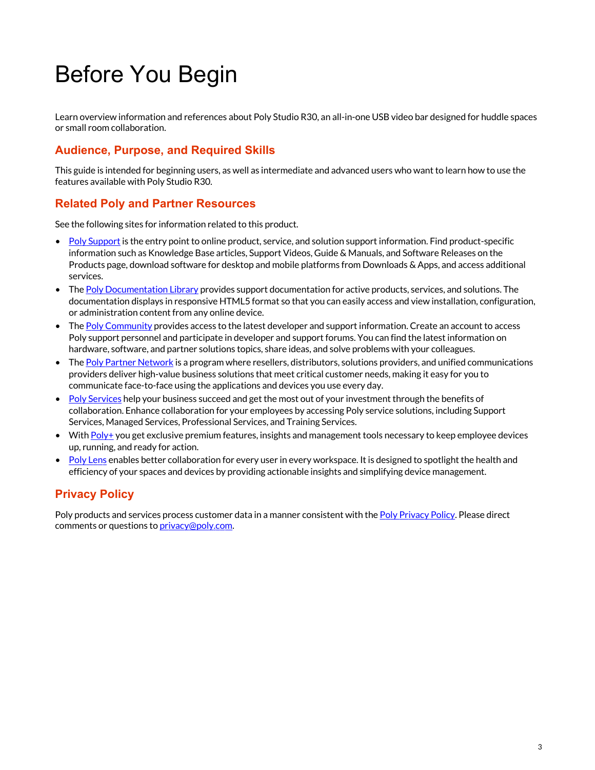# Before You Begin

Learn overview information and references about Poly Studio R30, an all-in-one USB video bar designed for huddle spaces or small room collaboration.

## Audience, Purpose, and Required Skills

This guide is intended for beginning users, as well as intermediate and advanced users who want to learn how to use the features available with Poly Studio R30.

## Related Poly and Partner Resources

See the following sites for information related to this product.

- Poly Support is the entry point to online product, service, and solution support information. Find product-specific information such as Knowledge Base articles, Support Videos, Guide & Manuals, and Software Releases on the Products page, download software for desktop and mobile platforms from Downloads & Apps, and access additional services.
- The Poly Documentation Library provides support documentation for active products, services, and solutions. The documentation displays in responsive HTML5 format so that you can easily access and view installation, configuration, or administration content from any online device.
- The Poly Community provides access to the latest developer and support information. Create an account to access Poly support personnel and participate in developer and support forums. You can find the latest information on hardware, software, and partner solutions topics, share ideas, and solve problems with your colleagues.
- The Poly Partner Network is a program where resellers, distributors, solutions providers, and unified communications providers deliver high-value business solutions that meet critical customer needs, making it easy for you to communicate face-to-face using the applications and devices you use every day.
- Poly Services help your business succeed and get the most out of your investment through the benefits of collaboration. Enhance collaboration for your employees by accessing Poly service solutions, including Support Services, Managed Services, Professional Services, and Training Services.
- With Poly+ you get exclusive premium features, insights and management tools necessary to keep employee devices up, running, and ready for action.
- Poly Lens enables better collaboration for every user in every workspace. It is designed to spotlight the health and efficiency of your spaces and devices by providing actionable insights and simplifying device management.

## Privacy Policy

Poly products and services process customer data in a manner consistent with the Poly Privacy Policy. Please direct comments or questions to privacy@poly.com.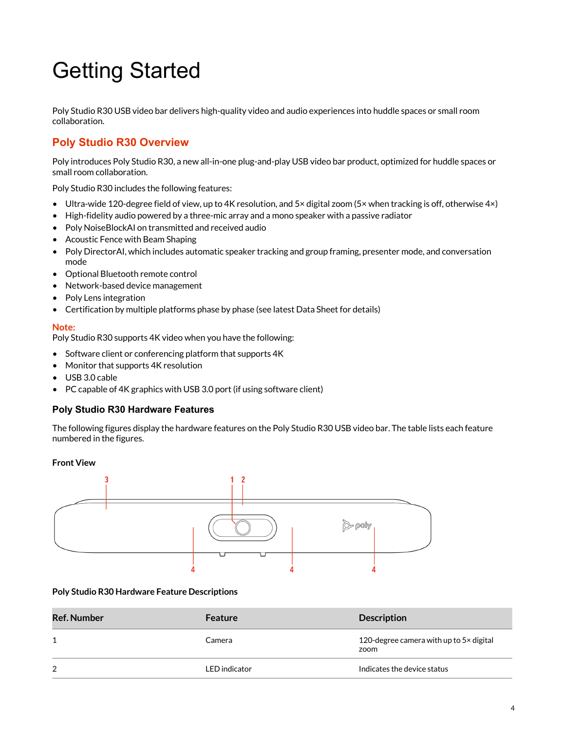// Getting Started

Poly Studio R30 USB video bar delivers high-quality video and audio experiences into huddle spaces or small room collaboration.

## Poly Studio R30 Overview

Poly introduces Poly Studio R30, a new all-in-one plug-and-play USB video bar product, optimized for huddle spaces or small room collaboration.

Poly Studio R30 includes the following features:

- Ultra-wide 120-degree field of view, up to 4K resolution, and 5× digital zoom (5× when tracking is off, otherwise 4×)
- High-fidelity audio powered by a three-mic array and a mono speaker with a passive radiator
- Poly NoiseBlockAI on transmitted and received audio
- Acoustic Fence with Beam Shaping
- Poly DirectorAI, which includes automatic speaker tracking and group framing, presenter mode, and conversation mode
- Optional Bluetooth remote control
- Network-based device management
- Poly Lens integration
- Certification by multiple platforms phase by phase (see latest Data Sheet for details)

**Note:**
Poly Studio R30 supports 4K video when you have the following:

- Software client or conferencing platform that supports 4K
- Monitor that supports 4K resolution
- USB 3.0 cable
- PC capable of 4K graphics with USB 3.0 port (if using software client)

### Poly Studio R30 Hardware Features

The following figures display the hardware features on the Poly Studio R30 USB video bar. The table lists each feature numbered in the figures.

**Front View**

**Poly Studio R30 Hardware Feature Descriptions**

| Ref. Number | Feature | Description |
|---|---|---|
| 1 | Camera | 120-degree camera with up to 5× digital zoom |
| 2 | LED indicator | Indicates the device status |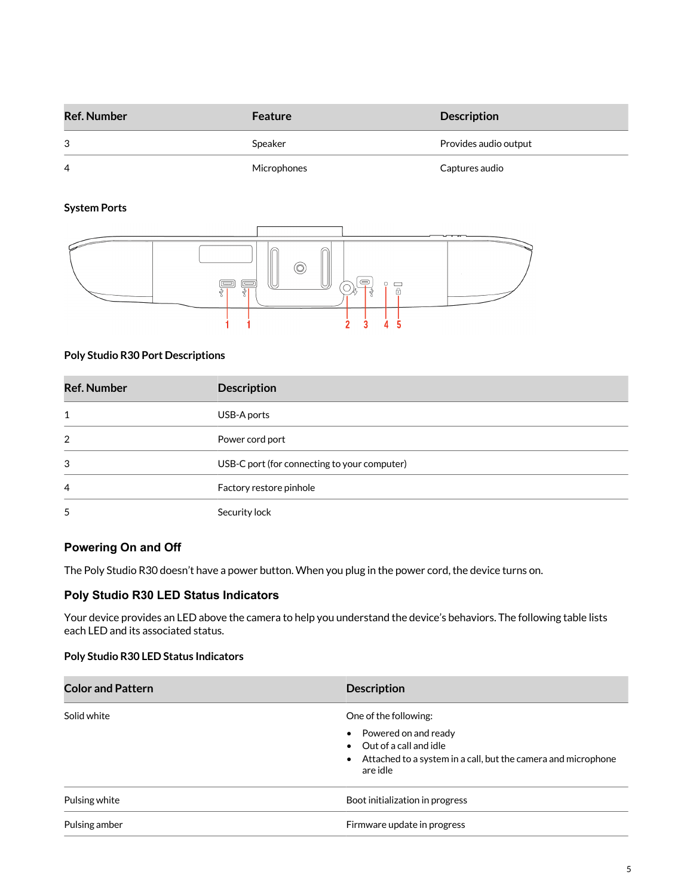| Ref. Number | Feature | Description |
|---|---|---|
| 3 | Speaker | Provides audio output |
| 4 | Microphones | Captures audio |

**System Ports**

**Poly Studio R30 Port Descriptions**

| Ref. Number | Description |
|---|---|
| 1 | USB-A ports |
| 2 | Power cord port |
| 3 | USB-C port (for connecting to your computer) |
| 4 | Factory restore pinhole |
| 5 | Security lock |

### Powering On and Off

The Poly Studio R30 doesn't have a power button. When you plug in the power cord, the device turns on.

### Poly Studio R30 LED Status Indicators

Your device provides an LED above the camera to help you understand the device's behaviors. The following table lists each LED and its associated status.

**Poly Studio R30 LED Status Indicators**

| Color and Pattern | Description |
|---|---|
| Solid white | One of the following: • Powered on and ready • Out of a call and idle • Attached to a system in a call, but the camera and microphone are idle |
| Pulsing white | Boot initialization in progress |
| Pulsing amber | Firmware update in progress |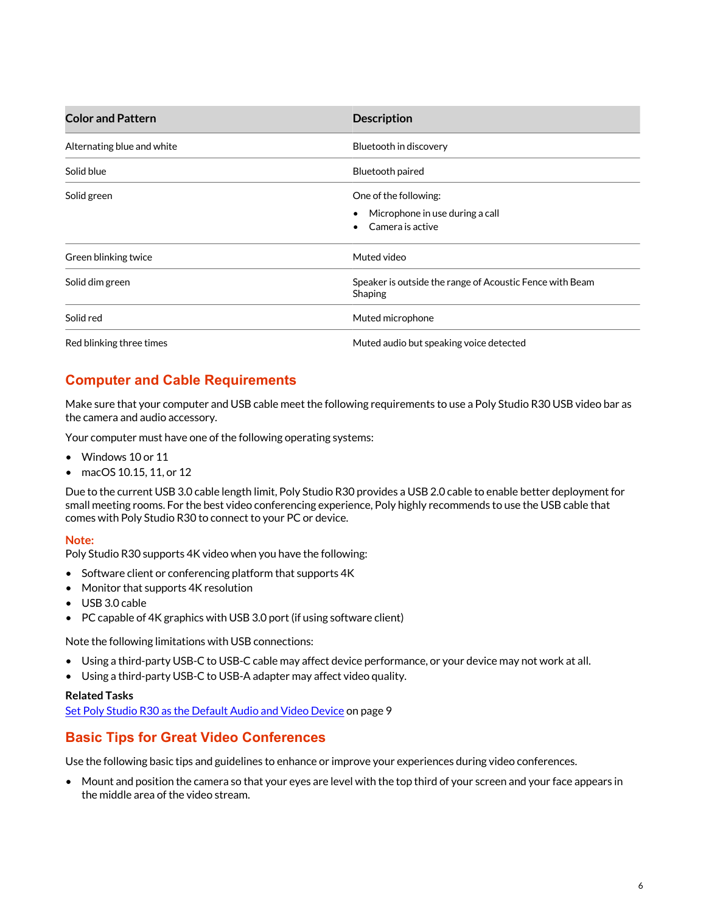| Color and Pattern | Description |
| --- | --- |
| Alternating blue and white | Bluetooth in discovery |
| Solid blue | Bluetooth paired |
| Solid green | One of the following:<br>• Microphone in use during a call<br>• Camera is active |
| Green blinking twice | Muted video |
| Solid dim green | Speaker is outside the range of Acoustic Fence with Beam Shaping |
| Solid red | Muted microphone |
| Red blinking three times | Muted audio but speaking voice detected |

## Computer and Cable Requirements

Make sure that your computer and USB cable meet the following requirements to use a Poly Studio R30 USB video bar as the camera and audio accessory.

Your computer must have one of the following operating systems:

- Windows 10 or 11
- macOS 10.15, 11, or 12

Due to the current USB 3.0 cable length limit, Poly Studio R30 provides a USB 2.0 cable to enable better deployment for small meeting rooms. For the best video conferencing experience, Poly highly recommends to use the USB cable that comes with Poly Studio R30 to connect to your PC or device.

**Note:**
Poly Studio R30 supports 4K video when you have the following:

- Software client or conferencing platform that supports 4K
- Monitor that supports 4K resolution
- USB 3.0 cable
- PC capable of 4K graphics with USB 3.0 port (if using software client)

Note the following limitations with USB connections:

- Using a third-party USB-C to USB-C cable may affect device performance, or your device may not work at all.
- Using a third-party USB-C to USB-A adapter may affect video quality.

**Related Tasks**
Set Poly Studio R30 as the Default Audio and Video Device on page 9

## Basic Tips for Great Video Conferences

Use the following basic tips and guidelines to enhance or improve your experiences during video conferences.

- Mount and position the camera so that your eyes are level with the top third of your screen and your face appears in the middle area of the video stream.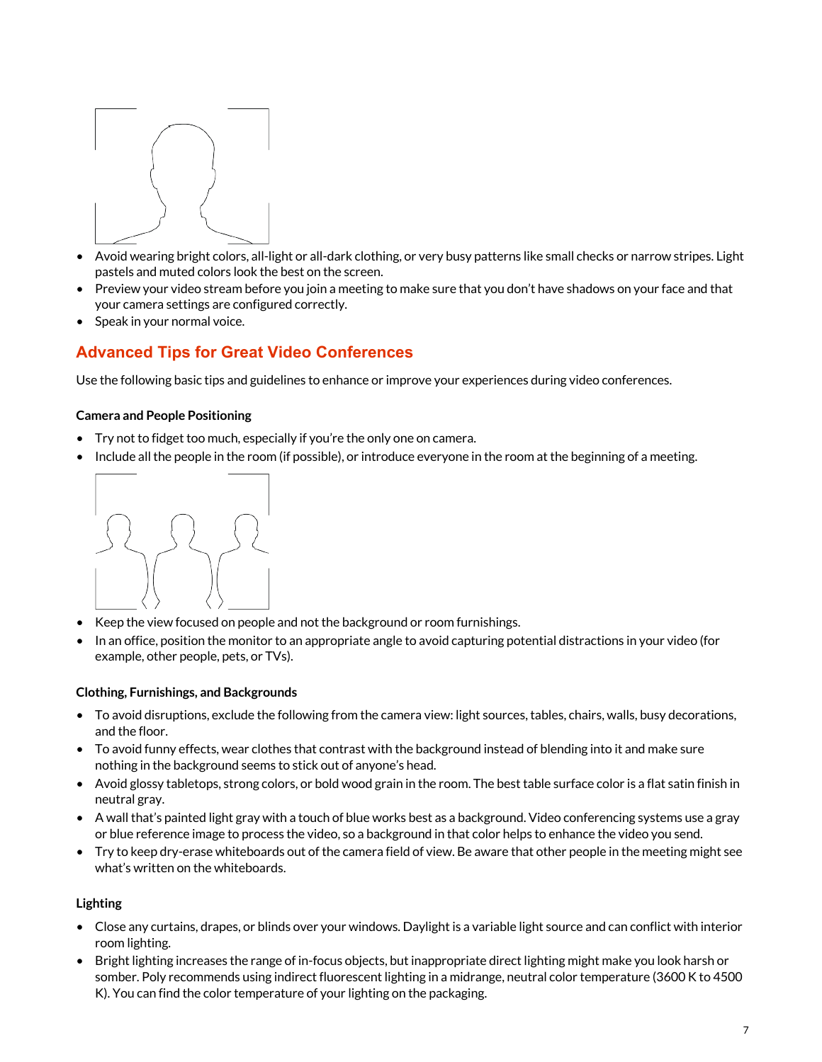- Avoid wearing bright colors, all-light or all-dark clothing, or very busy patterns like small checks or narrow stripes. Light pastels and muted colors look the best on the screen.
- Preview your video stream before you join a meeting to make sure that you don't have shadows on your face and that your camera settings are configured correctly.
- Speak in your normal voice.

## Advanced Tips for Great Video Conferences

Use the following basic tips and guidelines to enhance or improve your experiences during video conferences.

**Camera and People Positioning**

- Try not to fidget too much, especially if you're the only one on camera.
- Include all the people in the room (if possible), or introduce everyone in the room at the beginning of a meeting.
- Keep the view focused on people and not the background or room furnishings.
- In an office, position the monitor to an appropriate angle to avoid capturing potential distractions in your video (for example, other people, pets, or TVs).

**Clothing, Furnishings, and Backgrounds**

- To avoid disruptions, exclude the following from the camera view: light sources, tables, chairs, walls, busy decorations, and the floor.
- To avoid funny effects, wear clothes that contrast with the background instead of blending into it and make sure nothing in the background seems to stick out of anyone's head.
- Avoid glossy tabletops, strong colors, or bold wood grain in the room. The best table surface color is a flat satin finish in neutral gray.
- A wall that's painted light gray with a touch of blue works best as a background. Video conferencing systems use a gray or blue reference image to process the video, so a background in that color helps to enhance the video you send.
- Try to keep dry-erase whiteboards out of the camera field of view. Be aware that other people in the meeting might see what's written on the whiteboards.

**Lighting**

- Close any curtains, drapes, or blinds over your windows. Daylight is a variable light source and can conflict with interior room lighting.
- Bright lighting increases the range of in-focus objects, but inappropriate direct lighting might make you look harsh or somber. Poly recommends using indirect fluorescent lighting in a midrange, neutral color temperature (3600 K to 4500 K). You can find the color temperature of your lighting on the packaging.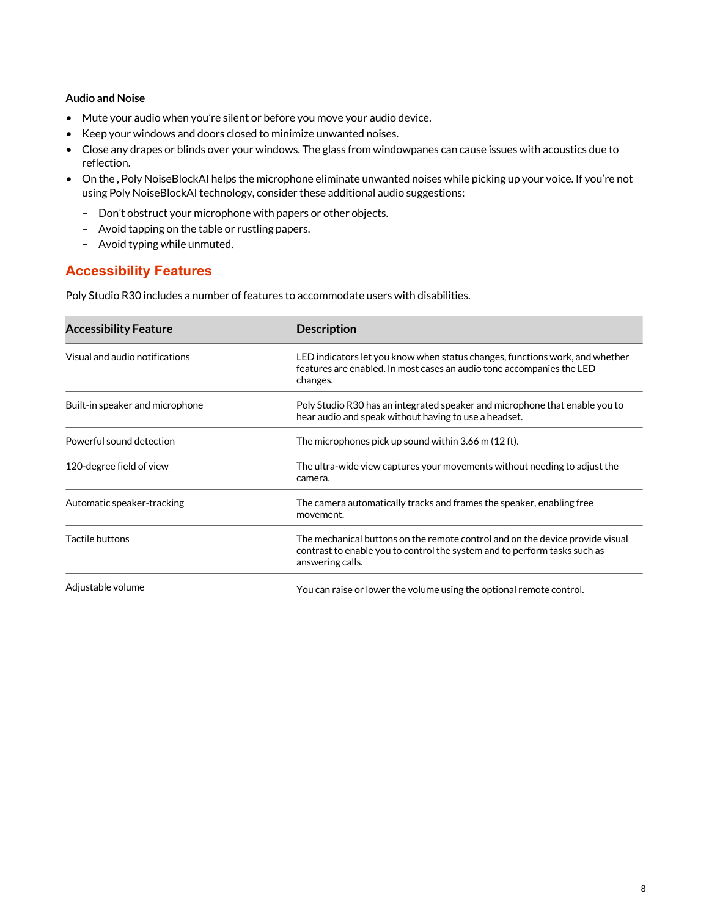### Audio and Noise

- Mute your audio when you're silent or before you move your audio device.
- Keep your windows and doors closed to minimize unwanted noises.
- Close any drapes or blinds over your windows. The glass from windowpanes can cause issues with acoustics due to reflection.
- On the , Poly NoiseBlockAI helps the microphone eliminate unwanted noises while picking up your voice. If you're not using Poly NoiseBlockAI technology, consider these additional audio suggestions:
  - Don't obstruct your microphone with papers or other objects.
  - Avoid tapping on the table or rustling papers.
  - Avoid typing while unmuted.

## Accessibility Features

Poly Studio R30 includes a number of features to accommodate users with disabilities.

| Accessibility Feature | Description |
| --- | --- |
| Visual and audio notifications | LED indicators let you know when status changes, functions work, and whether features are enabled. In most cases an audio tone accompanies the LED changes. |
| Built-in speaker and microphone | Poly Studio R30 has an integrated speaker and microphone that enable you to hear audio and speak without having to use a headset. |
| Powerful sound detection | The microphones pick up sound within 3.66 m (12 ft). |
| 120-degree field of view | The ultra-wide view captures your movements without needing to adjust the camera. |
| Automatic speaker-tracking | The camera automatically tracks and frames the speaker, enabling free movement. |
| Tactile buttons | The mechanical buttons on the remote control and on the device provide visual contrast to enable you to control the system and to perform tasks such as answering calls. |
| Adjustable volume | You can raise or lower the volume using the optional remote control. |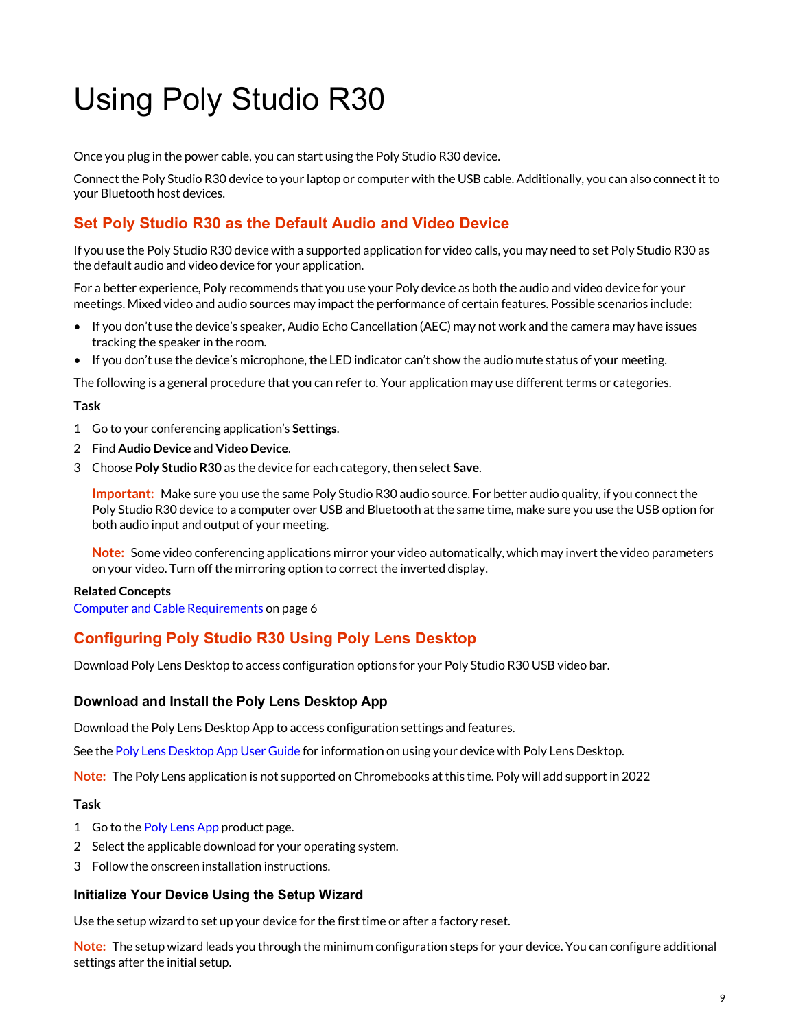# Using Poly Studio R30

Once you plug in the power cable, you can start using the Poly Studio R30 device.

Connect the Poly Studio R30 device to your laptop or computer with the USB cable. Additionally, you can also connect it to your Bluetooth host devices.

## Set Poly Studio R30 as the Default Audio and Video Device

If you use the Poly Studio R30 device with a supported application for video calls, you may need to set Poly Studio R30 as the default audio and video device for your application.

For a better experience, Poly recommends that you use your Poly device as both the audio and video device for your meetings. Mixed video and audio sources may impact the performance of certain features. Possible scenarios include:

- If you don't use the device's speaker, Audio Echo Cancellation (AEC) may not work and the camera may have issues tracking the speaker in the room.
- If you don't use the device's microphone, the LED indicator can't show the audio mute status of your meeting.

The following is a general procedure that you can refer to. Your application may use different terms or categories.

**Task**

1. Go to your conferencing application's **Settings**.
2. Find **Audio Device** and **Video Device**.
3. Choose **Poly Studio R30** as the device for each category, then select **Save**.

   **Important:** Make sure you use the same Poly Studio R30 audio source. For better audio quality, if you connect the Poly Studio R30 device to a computer over USB and Bluetooth at the same time, make sure you use the USB option for both audio input and output of your meeting.

   **Note:** Some video conferencing applications mirror your video automatically, which may invert the video parameters on your video. Turn off the mirroring option to correct the inverted display.

**Related Concepts**

Computer and Cable Requirements on page 6

## Configuring Poly Studio R30 Using Poly Lens Desktop

Download Poly Lens Desktop to access configuration options for your Poly Studio R30 USB video bar.

### Download and Install the Poly Lens Desktop App

Download the Poly Lens Desktop App to access configuration settings and features.

See the Poly Lens Desktop App User Guide for information on using your device with Poly Lens Desktop.

**Note:** The Poly Lens application is not supported on Chromebooks at this time. Poly will add support in 2022

**Task**

1. Go to the Poly Lens App product page.
2. Select the applicable download for your operating system.
3. Follow the onscreen installation instructions.

### Initialize Your Device Using the Setup Wizard

Use the setup wizard to set up your device for the first time or after a factory reset.

**Note:** The setup wizard leads you through the minimum configuration steps for your device. You can configure additional settings after the initial setup.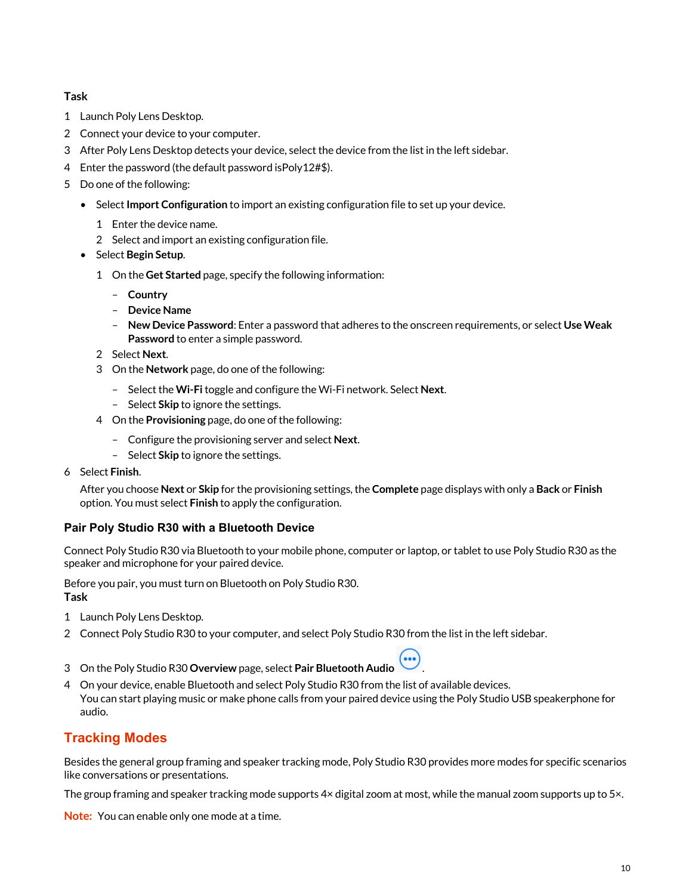**Task**

1. Launch Poly Lens Desktop.
2. Connect your device to your computer.
3. After Poly Lens Desktop detects your device, select the device from the list in the left sidebar.
4. Enter the password (the default password isPoly12#$).
5. Do one of the following:
   - Select **Import Configuration** to import an existing configuration file to set up your device.
     1. Enter the device name.
     2. Select and import an existing configuration file.
   - Select **Begin Setup**.
     1. On the **Get Started** page, specify the following information:
        - **Country**
        - **Device Name**
        - **New Device Password**: Enter a password that adheres to the onscreen requirements, or select **Use Weak Password** to enter a simple password.
     2. Select **Next**.
     3. On the **Network** page, do one of the following:
        - Select the **Wi-Fi** toggle and configure the Wi-Fi network. Select **Next**.
        - Select **Skip** to ignore the settings.
     4. On the **Provisioning** page, do one of the following:
        - Configure the provisioning server and select **Next**.
        - Select **Skip** to ignore the settings.
6. Select **Finish**.

   After you choose **Next** or **Skip** for the provisioning settings, the **Complete** page displays with only a **Back** or **Finish** option. You must select **Finish** to apply the configuration.

### Pair Poly Studio R30 with a Bluetooth Device

Connect Poly Studio R30 via Bluetooth to your mobile phone, computer or laptop, or tablet to use Poly Studio R30 as the speaker and microphone for your paired device.

Before you pair, you must turn on Bluetooth on Poly Studio R30.

**Task**

1. Launch Poly Lens Desktop.
2. Connect Poly Studio R30 to your computer, and select Poly Studio R30 from the list in the left sidebar.
3. On the Poly Studio R30 **Overview** page, select **Pair Bluetooth Audio** .
4. On your device, enable Bluetooth and select Poly Studio R30 from the list of available devices.
   You can start playing music or make phone calls from your paired device using the Poly Studio USB speakerphone for audio.

## Tracking Modes

Besides the general group framing and speaker tracking mode, Poly Studio R30 provides more modes for specific scenarios like conversations or presentations.

The group framing and speaker tracking mode supports 4× digital zoom at most, while the manual zoom supports up to 5×.

**Note:** You can enable only one mode at a time.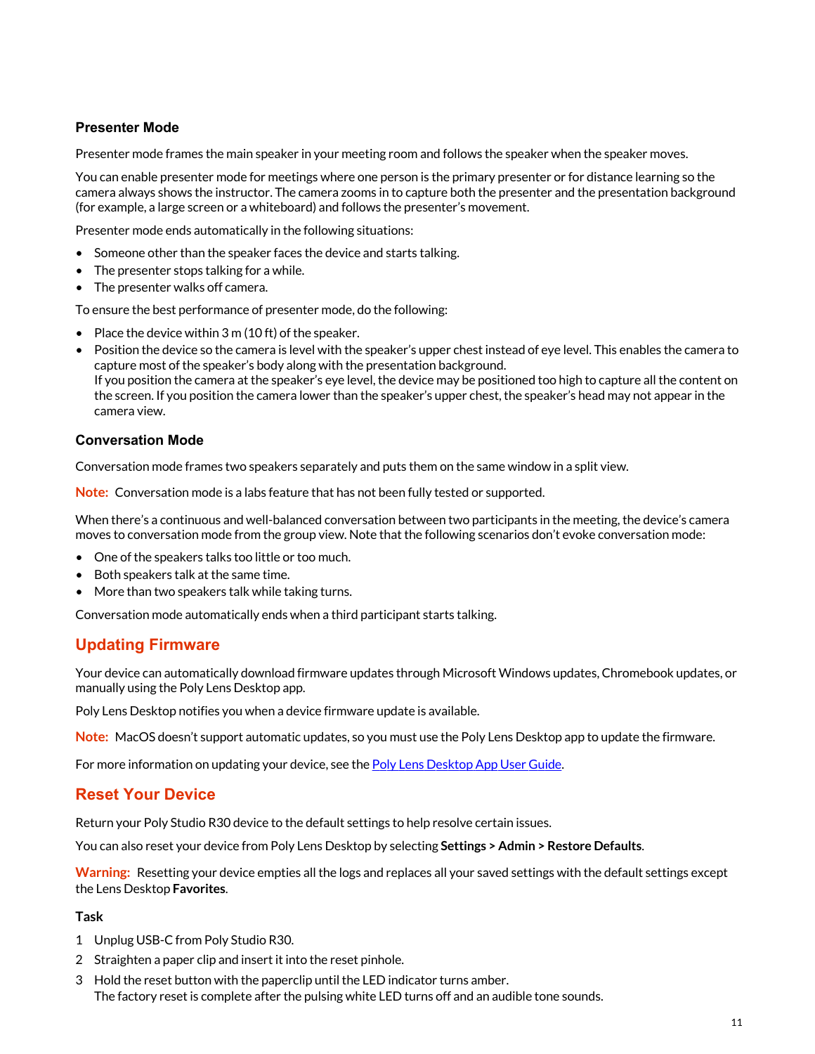### Presenter Mode

Presenter mode frames the main speaker in your meeting room and follows the speaker when the speaker moves.

You can enable presenter mode for meetings where one person is the primary presenter or for distance learning so the camera always shows the instructor. The camera zooms in to capture both the presenter and the presentation background (for example, a large screen or a whiteboard) and follows the presenter's movement.

Presenter mode ends automatically in the following situations:

- Someone other than the speaker faces the device and starts talking.
- The presenter stops talking for a while.
- The presenter walks off camera.

To ensure the best performance of presenter mode, do the following:

- Place the device within 3 m (10 ft) of the speaker.
- Position the device so the camera is level with the speaker's upper chest instead of eye level. This enables the camera to capture most of the speaker's body along with the presentation background.
  If you position the camera at the speaker's eye level, the device may be positioned too high to capture all the content on the screen. If you position the camera lower than the speaker's upper chest, the speaker's head may not appear in the camera view.

### Conversation Mode

Conversation mode frames two speakers separately and puts them on the same window in a split view.

**Note:** Conversation mode is a labs feature that has not been fully tested or supported.

When there's a continuous and well-balanced conversation between two participants in the meeting, the device's camera moves to conversation mode from the group view. Note that the following scenarios don't evoke conversation mode:

- One of the speakers talks too little or too much.
- Both speakers talk at the same time.
- More than two speakers talk while taking turns.

Conversation mode automatically ends when a third participant starts talking.

## Updating Firmware

Your device can automatically download firmware updates through Microsoft Windows updates, Chromebook updates, or manually using the Poly Lens Desktop app.

Poly Lens Desktop notifies you when a device firmware update is available.

**Note:** MacOS doesn't support automatic updates, so you must use the Poly Lens Desktop app to update the firmware.

For more information on updating your device, see the Poly Lens Desktop App User Guide.

## Reset Your Device

Return your Poly Studio R30 device to the default settings to help resolve certain issues.

You can also reset your device from Poly Lens Desktop by selecting **Settings > Admin > Restore Defaults**.

**Warning:** Resetting your device empties all the logs and replaces all your saved settings with the default settings except the Lens Desktop **Favorites**.

**Task**

1. Unplug USB-C from Poly Studio R30.
2. Straighten a paper clip and insert it into the reset pinhole.
3. Hold the reset button with the paperclip until the LED indicator turns amber.
   The factory reset is complete after the pulsing white LED turns off and an audible tone sounds.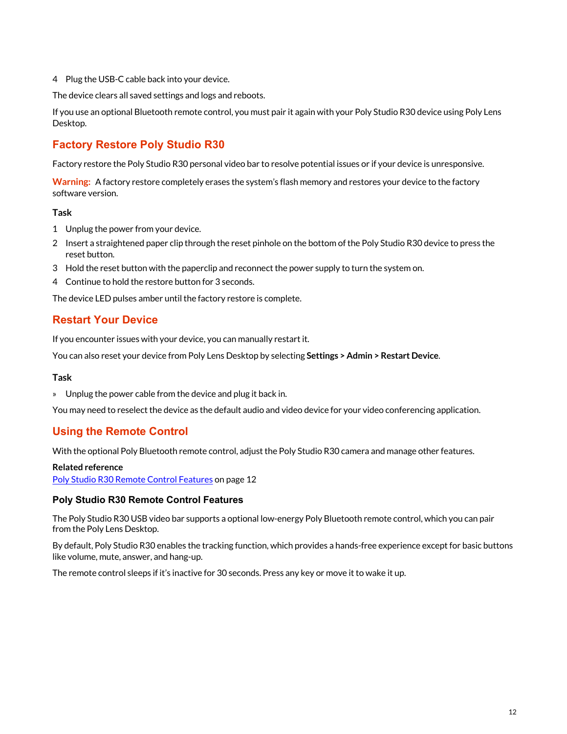4 Plug the USB-C cable back into your device.

The device clears all saved settings and logs and reboots.

If you use an optional Bluetooth remote control, you must pair it again with your Poly Studio R30 device using Poly Lens Desktop.

## Factory Restore Poly Studio R30

Factory restore the Poly Studio R30 personal video bar to resolve potential issues or if your device is unresponsive.

**Warning:** A factory restore completely erases the system's flash memory and restores your device to the factory software version.

**Task**

1. Unplug the power from your device.
2. Insert a straightened paper clip through the reset pinhole on the bottom of the Poly Studio R30 device to press the reset button.
3. Hold the reset button with the paperclip and reconnect the power supply to turn the system on.
4. Continue to hold the restore button for 3 seconds.

The device LED pulses amber until the factory restore is complete.

## Restart Your Device

If you encounter issues with your device, you can manually restart it.

You can also reset your device from Poly Lens Desktop by selecting **Settings > Admin > Restart Device**.

**Task**

» Unplug the power cable from the device and plug it back in.

You may need to reselect the device as the default audio and video device for your video conferencing application.

## Using the Remote Control

With the optional Poly Bluetooth remote control, adjust the Poly Studio R30 camera and manage other features.

**Related reference**
Poly Studio R30 Remote Control Features on page 12

### Poly Studio R30 Remote Control Features

The Poly Studio R30 USB video bar supports a optional low-energy Poly Bluetooth remote control, which you can pair from the Poly Lens Desktop.

By default, Poly Studio R30 enables the tracking function, which provides a hands-free experience except for basic buttons like volume, mute, answer, and hang-up.

The remote control sleeps if it's inactive for 30 seconds. Press any key or move it to wake it up.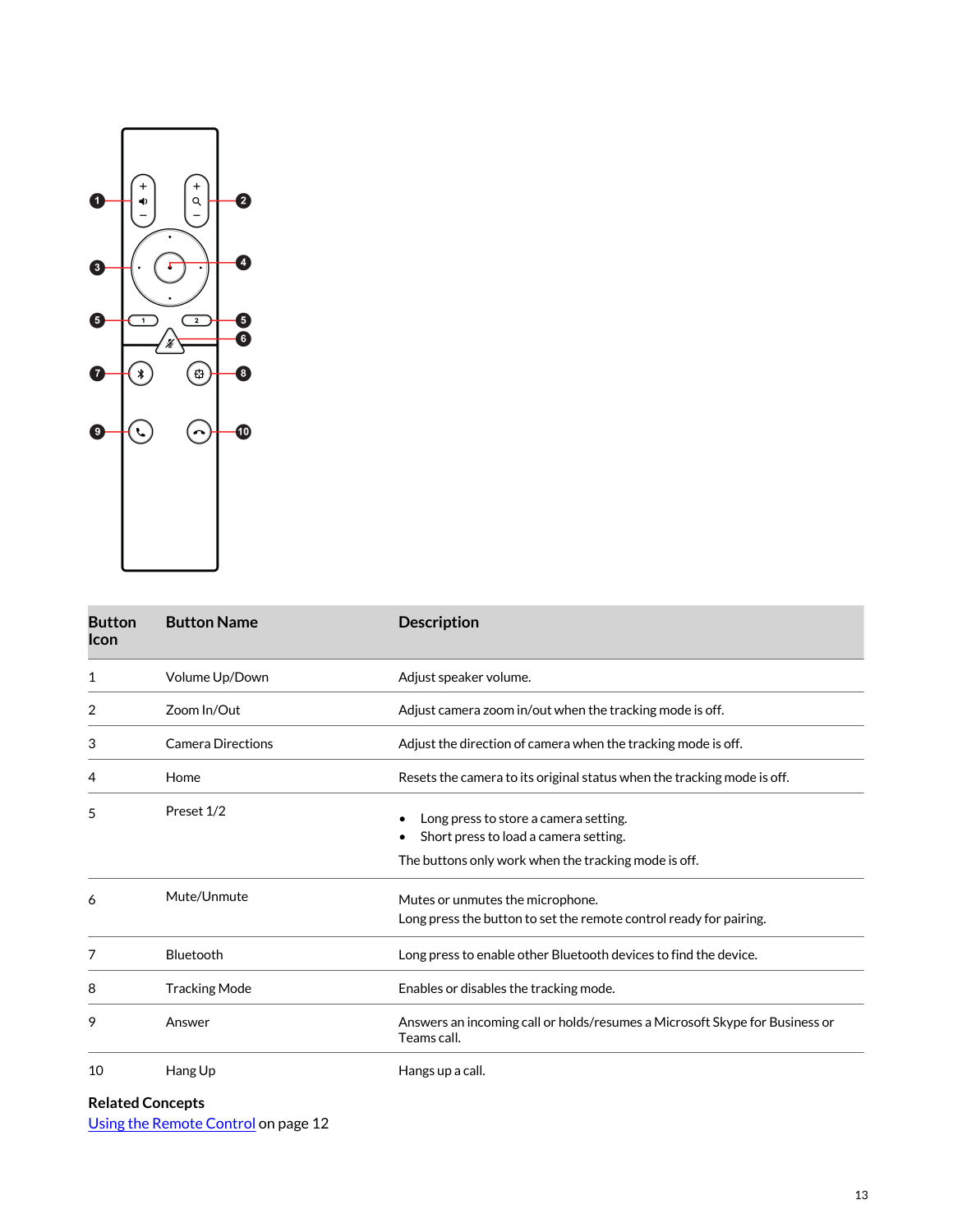| Button Icon | Button Name | Description |
|---|---|---|
| 1 | Volume Up/Down | Adjust speaker volume. |
| 2 | Zoom In/Out | Adjust camera zoom in/out when the tracking mode is off. |
| 3 | Camera Directions | Adjust the direction of camera when the tracking mode is off. |
| 4 | Home | Resets the camera to its original status when the tracking mode is off. |
| 5 | Preset 1/2 | • Long press to store a camera setting.<br>• Short press to load a camera setting.<br>The buttons only work when the tracking mode is off. |
| 6 | Mute/Unmute | Mutes or unmutes the microphone.<br>Long press the button to set the remote control ready for pairing. |
| 7 | Bluetooth | Long press to enable other Bluetooth devices to find the device. |
| 8 | Tracking Mode | Enables or disables the tracking mode. |
| 9 | Answer | Answers an incoming call or holds/resumes a Microsoft Skype for Business or Teams call. |
| 10 | Hang Up | Hangs up a call. |

**Related Concepts**

Using the Remote Control on page 12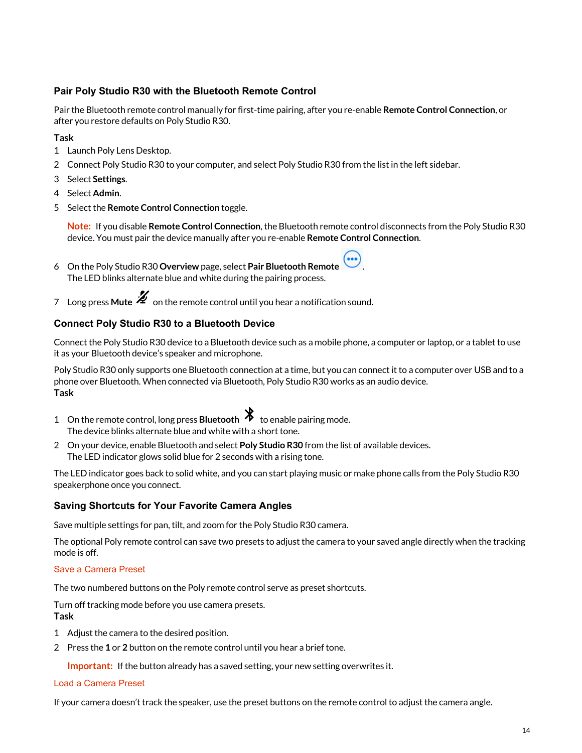### Pair Poly Studio R30 with the Bluetooth Remote Control

Pair the Bluetooth remote control manually for first-time pairing, after you re-enable **Remote Control Connection**, or after you restore defaults on Poly Studio R30.

**Task**

1. Launch Poly Lens Desktop.
2. Connect Poly Studio R30 to your computer, and select Poly Studio R30 from the list in the left sidebar.
3. Select **Settings**.
4. Select **Admin**.
5. Select the **Remote Control Connection** toggle.

   **Note:** If you disable **Remote Control Connection**, the Bluetooth remote control disconnects from the Poly Studio R30 device. You must pair the device manually after you re-enable **Remote Control Connection**.

6. On the Poly Studio R30 **Overview** page, select **Pair Bluetooth Remote** .
   The LED blinks alternate blue and white during the pairing process.
7. Long press **Mute** on the remote control until you hear a notification sound.

### Connect Poly Studio R30 to a Bluetooth Device

Connect the Poly Studio R30 device to a Bluetooth device such as a mobile phone, a computer or laptop, or a tablet to use it as your Bluetooth device's speaker and microphone.

Poly Studio R30 only supports one Bluetooth connection at a time, but you can connect it to a computer over USB and to a phone over Bluetooth. When connected via Bluetooth, Poly Studio R30 works as an audio device.

**Task**

1. On the remote control, long press **Bluetooth** to enable pairing mode.
   The device blinks alternate blue and white with a short tone.
2. On your device, enable Bluetooth and select **Poly Studio R30** from the list of available devices.
   The LED indicator glows solid blue for 2 seconds with a rising tone.

The LED indicator goes back to solid white, and you can start playing music or make phone calls from the Poly Studio R30 speakerphone once you connect.

### Saving Shortcuts for Your Favorite Camera Angles

Save multiple settings for pan, tilt, and zoom for the Poly Studio R30 camera.

The optional Poly remote control can save two presets to adjust the camera to your saved angle directly when the tracking mode is off.

#### Save a Camera Preset

The two numbered buttons on the Poly remote control serve as preset shortcuts.

Turn off tracking mode before you use camera presets.

**Task**

1. Adjust the camera to the desired position.
2. Press the **1** or **2** button on the remote control until you hear a brief tone.

   **Important:** If the button already has a saved setting, your new setting overwrites it.

#### Load a Camera Preset

If your camera doesn't track the speaker, use the preset buttons on the remote control to adjust the camera angle.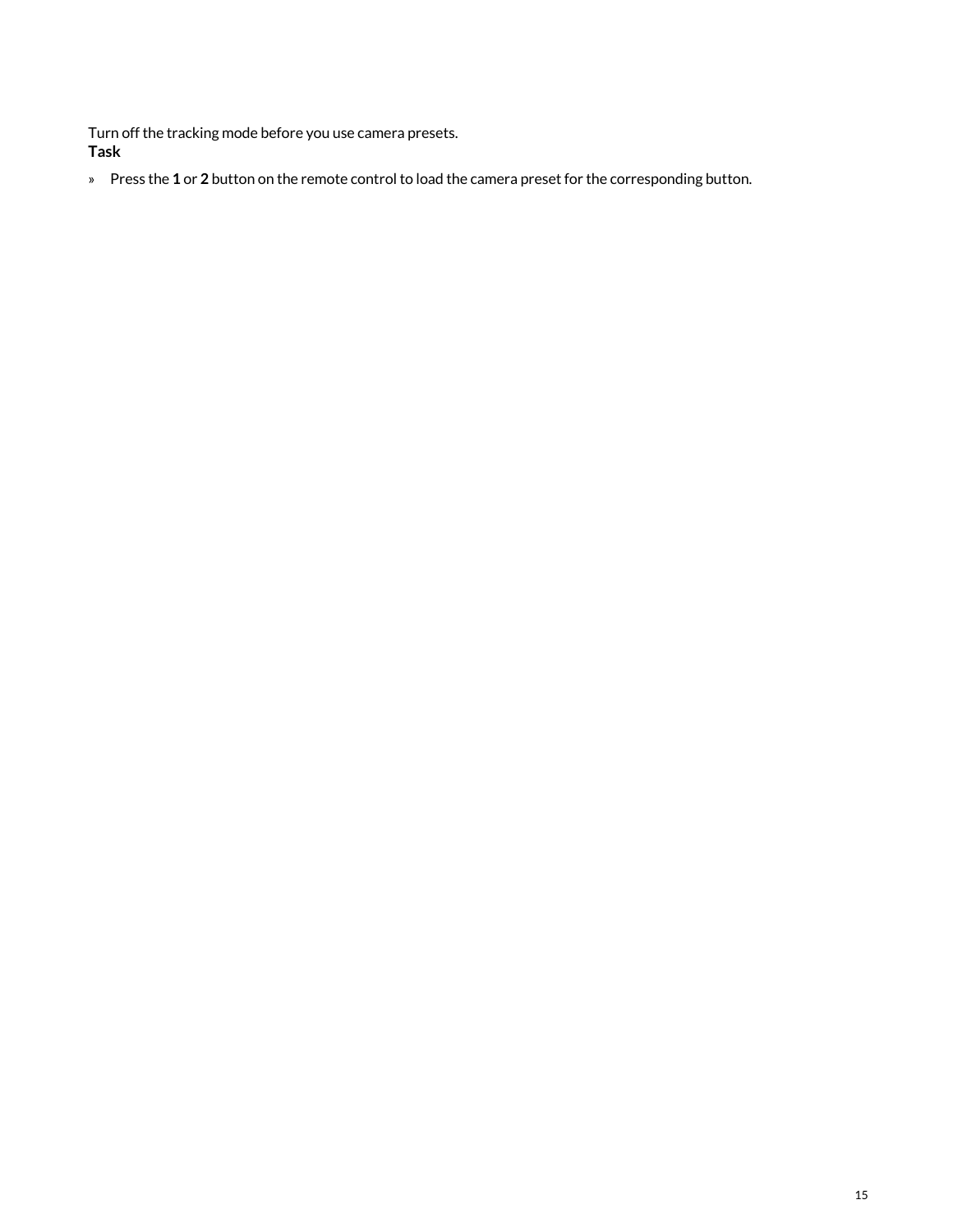Turn off the tracking mode before you use camera presets.

**Task**

» Press the **1** or **2** button on the remote control to load the camera preset for the corresponding button.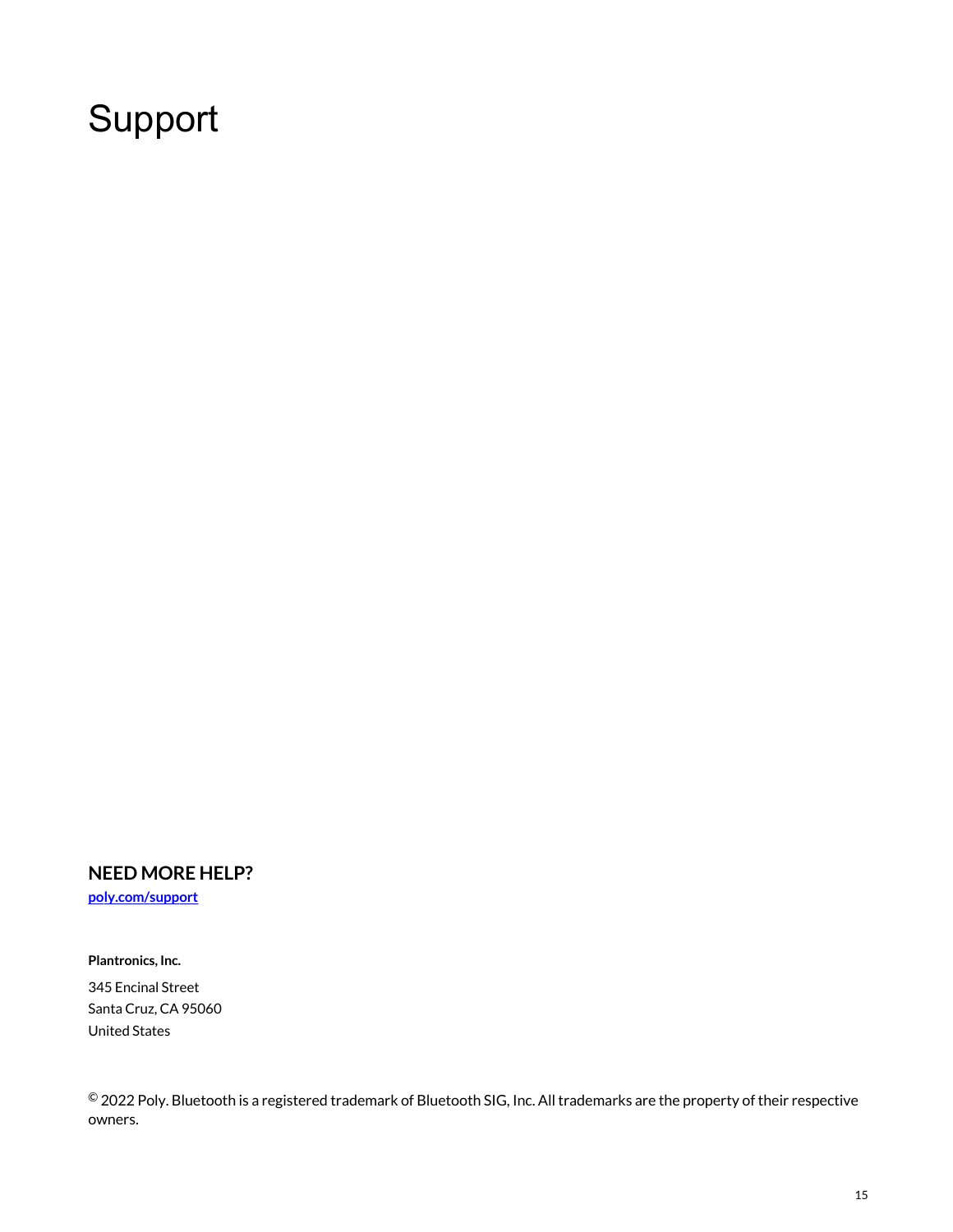# Support

**NEED MORE HELP?**

**poly.com/support**

**Plantronics, Inc.**

345 Encinal Street
Santa Cruz, CA 95060
United States

© 2022 Poly. Bluetooth is a registered trademark of Bluetooth SIG, Inc. All trademarks are the property of their respective owners.